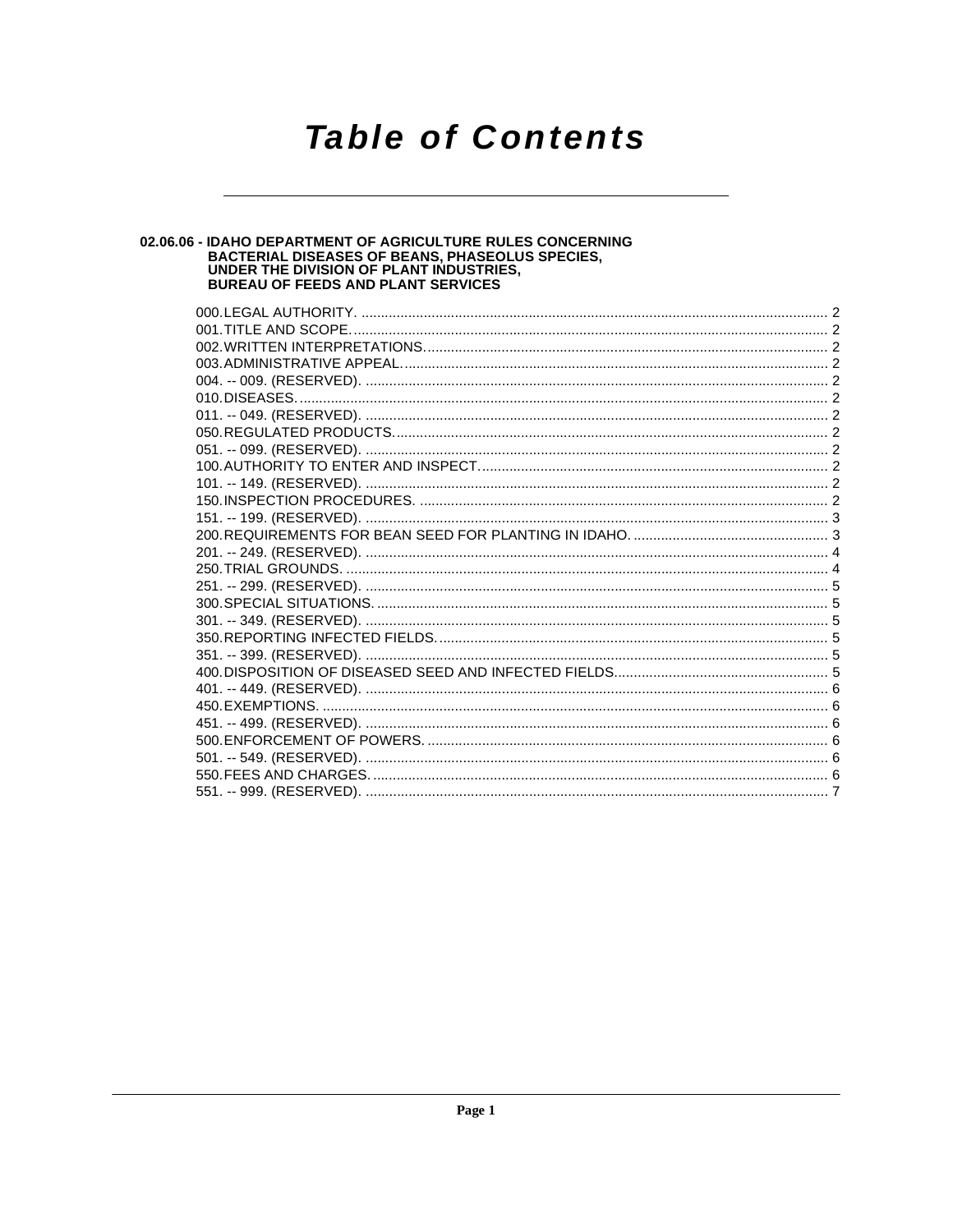# Table of Contents

**02.06.06 - IDAHO DEPARTMENT OF AGRICULTURE RULES CONCERNING BACTERIAL DISEASES OF BEANS, PHASEOLUS SPECIES, UNDER THE DIVISION OF PLANT INDUSTRIES, BUREAU OF FEEDS AND PLANT SERVICES**

000. LEGAL AUTHORITY. ........ 2
001. TITLE AND SCOPE. ........ 2
002. WRITTEN INTERPRETATIONS. ........ 2
003. ADMINISTRATIVE APPEAL. ........ 2
004. -- 009. (RESERVED). ........ 2
010. DISEASES. ........ 2
011. -- 049. (RESERVED). ........ 2
050. REGULATED PRODUCTS. ........ 2
051. -- 099. (RESERVED). ........ 2
100. AUTHORITY TO ENTER AND INSPECT. ........ 2
101. -- 149. (RESERVED). ........ 2
150. INSPECTION PROCEDURES. ........ 2
151. -- 199. (RESERVED). ........ 3
200. REQUIREMENTS FOR BEAN SEED FOR PLANTING IN IDAHO. ........ 3
201. -- 249. (RESERVED). ........ 4
250. TRIAL GROUNDS. ........ 4
251. -- 299. (RESERVED). ........ 5
300. SPECIAL SITUATIONS. ........ 5
301. -- 349. (RESERVED). ........ 5
350. REPORTING INFECTED FIELDS. ........ 5
351. -- 399. (RESERVED). ........ 5
400. DISPOSITION OF DISEASED SEED AND INFECTED FIELDS. ........ 5
401. -- 449. (RESERVED). ........ 6
450. EXEMPTIONS. ........ 6
451. -- 499. (RESERVED). ........ 6
500. ENFORCEMENT OF POWERS. ........ 6
501. -- 549. (RESERVED). ........ 6
550. FEES AND CHARGES. ........ 6
551. -- 999. (RESERVED). ........ 7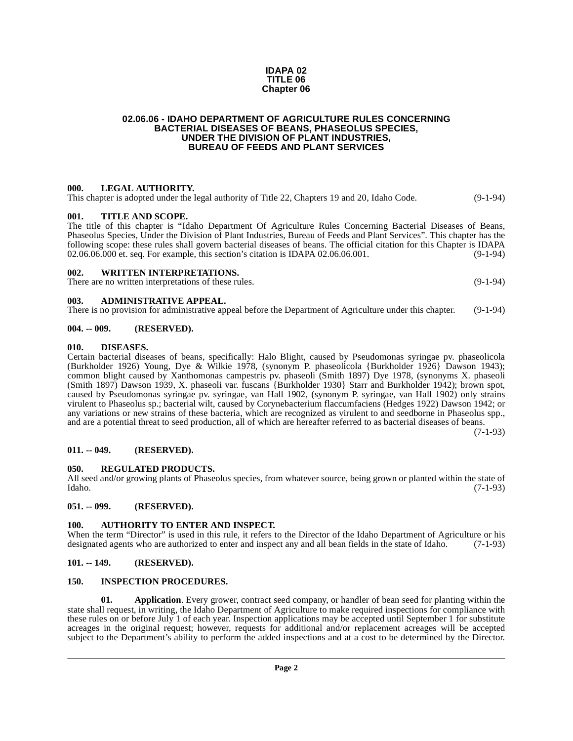**IDAPA 02**
**TITLE 06**
**Chapter 06**

# 02.06.06 - IDAHO DEPARTMENT OF AGRICULTURE RULES CONCERNING BACTERIAL DISEASES OF BEANS, PHASEOLUS SPECIES, UNDER THE DIVISION OF PLANT INDUSTRIES, BUREAU OF FEEDS AND PLANT SERVICES

## 000. LEGAL AUTHORITY.

This chapter is adopted under the legal authority of Title 22, Chapters 19 and 20, Idaho Code. (9-1-94)

## 001. TITLE AND SCOPE.

The title of this chapter is "Idaho Department Of Agriculture Rules Concerning Bacterial Diseases of Beans, Phaseolus Species, Under the Division of Plant Industries, Bureau of Feeds and Plant Services". This chapter has the following scope: these rules shall govern bacterial diseases of beans. The official citation for this Chapter is IDAPA 02.06.06.000 et. seq. For example, this section's citation is IDAPA 02.06.06.001. (9-1-94)

## 002. WRITTEN INTERPRETATIONS.

There are no written interpretations of these rules. (9-1-94)

## 003. ADMINISTRATIVE APPEAL.

There is no provision for administrative appeal before the Department of Agriculture under this chapter. (9-1-94)

## 004. -- 009. (RESERVED).

## 010. DISEASES.

Certain bacterial diseases of beans, specifically: Halo Blight, caused by Pseudomonas syringae pv. phaseolicola (Burkholder 1926) Young, Dye & Wilkie 1978, (synonym P. phaseolicola {Burkholder 1926} Dawson 1943); common blight caused by Xanthomonas campestris pv. phaseoli (Smith 1897) Dye 1978, (synonyms X. phaseoli (Smith 1897) Dawson 1939, X. phaseoli var. fuscans {Burkholder 1930} Starr and Burkholder 1942); brown spot, caused by Pseudomonas syringae pv. syringae, van Hall 1902, (synonym P. syringae, van Hall 1902) only strains virulent to Phaseolus sp.; bacterial wilt, caused by Corynebacterium flaccumfaciens (Hedges 1922) Dawson 1942; or any variations or new strains of these bacteria, which are recognized as virulent to and seedborne in Phaseolus spp., and are a potential threat to seed production, all of which are hereafter referred to as bacterial diseases of beans. (7-1-93)

## 011. -- 049. (RESERVED).

## 050. REGULATED PRODUCTS.

All seed and/or growing plants of Phaseolus species, from whatever source, being grown or planted within the state of Idaho. (7-1-93)

## 051. -- 099. (RESERVED).

## 100. AUTHORITY TO ENTER AND INSPECT.

When the term "Director" is used in this rule, it refers to the Director of the Idaho Department of Agriculture or his designated agents who are authorized to enter and inspect any and all bean fields in the state of Idaho. (7-1-93)

## 101. -- 149. (RESERVED).

## 150. INSPECTION PROCEDURES.

**01. Application**. Every grower, contract seed company, or handler of bean seed for planting within the state shall request, in writing, the Idaho Department of Agriculture to make required inspections for compliance with these rules on or before July 1 of each year. Inspection applications may be accepted until September 1 for substitute acreages in the original request; however, requests for additional and/or replacement acreages will be accepted subject to the Department's ability to perform the added inspections and at a cost to be determined by the Director.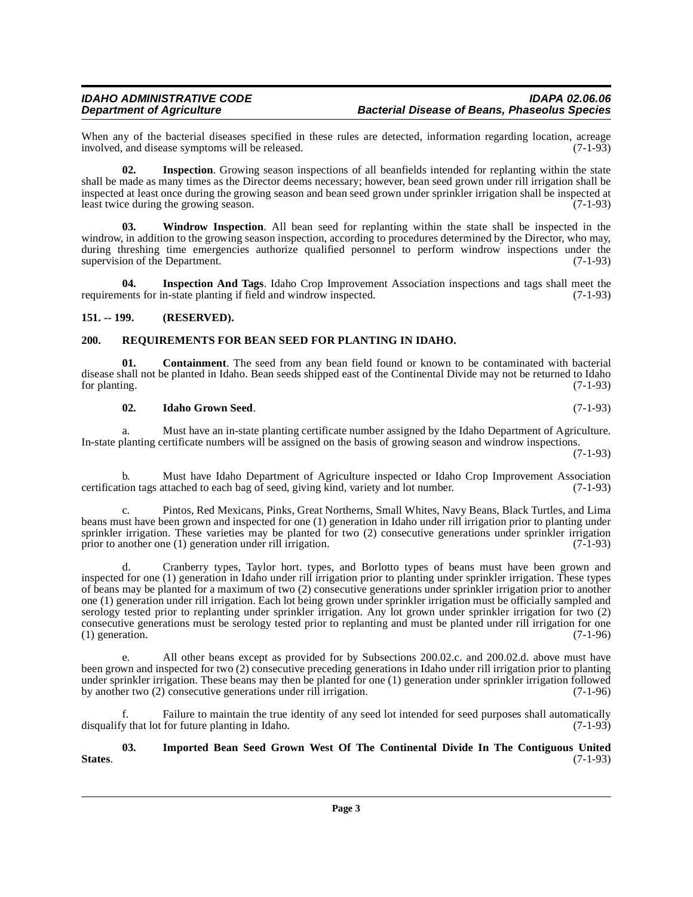When any of the bacterial diseases specified in these rules are detected, information regarding location, acreage involved, and disease symptoms will be released. (7-1-93)

**02. Inspection**. Growing season inspections of all beanfields intended for replanting within the state shall be made as many times as the Director deems necessary; however, bean seed grown under rill irrigation shall be inspected at least once during the growing season and bean seed grown under sprinkler irrigation shall be inspected at least twice during the growing season. (7-1-93)

**03. Windrow Inspection**. All bean seed for replanting within the state shall be inspected in the windrow, in addition to the growing season inspection, according to procedures determined by the Director, who may, during threshing time emergencies authorize qualified personnel to perform windrow inspections under the supervision of the Department. (7-1-93)

**04. Inspection And Tags**. Idaho Crop Improvement Association inspections and tags shall meet the requirements for in-state planting if field and windrow inspected. (7-1-93)

## 151. -- 199. (RESERVED).

## 200. REQUIREMENTS FOR BEAN SEED FOR PLANTING IN IDAHO.

**01. Containment**. The seed from any bean field found or known to be contaminated with bacterial disease shall not be planted in Idaho. Bean seeds shipped east of the Continental Divide may not be returned to Idaho for planting. (7-1-93)

**02. Idaho Grown Seed**. (7-1-93)

a. Must have an in-state planting certificate number assigned by the Idaho Department of Agriculture. In-state planting certificate numbers will be assigned on the basis of growing season and windrow inspections. (7-1-93)

b. Must have Idaho Department of Agriculture inspected or Idaho Crop Improvement Association certification tags attached to each bag of seed, giving kind, variety and lot number. (7-1-93)

c. Pintos, Red Mexicans, Pinks, Great Northerns, Small Whites, Navy Beans, Black Turtles, and Lima beans must have been grown and inspected for one (1) generation in Idaho under rill irrigation prior to planting under sprinkler irrigation. These varieties may be planted for two (2) consecutive generations under sprinkler irrigation prior to another one (1) generation under rill irrigation. (7-1-93)

d. Cranberry types, Taylor hort. types, and Borlotto types of beans must have been grown and inspected for one (1) generation in Idaho under rill irrigation prior to planting under sprinkler irrigation. These types of beans may be planted for a maximum of two (2) consecutive generations under sprinkler irrigation prior to another one (1) generation under rill irrigation. Each lot being grown under sprinkler irrigation must be officially sampled and serology tested prior to replanting under sprinkler irrigation. Any lot grown under sprinkler irrigation for two (2) consecutive generations must be serology tested prior to replanting and must be planted under rill irrigation for one (1) generation. (7-1-96)

e. All other beans except as provided for by Subsections 200.02.c. and 200.02.d. above must have been grown and inspected for two (2) consecutive preceding generations in Idaho under rill irrigation prior to planting under sprinkler irrigation. These beans may then be planted for one (1) generation under sprinkler irrigation followed by another two (2) consecutive generations under rill irrigation. (7-1-96)

f. Failure to maintain the true identity of any seed lot intended for seed purposes shall automatically disqualify that lot for future planting in Idaho. (7-1-93)

**03. Imported Bean Seed Grown West Of The Continental Divide In The Contiguous United States**. (7-1-93)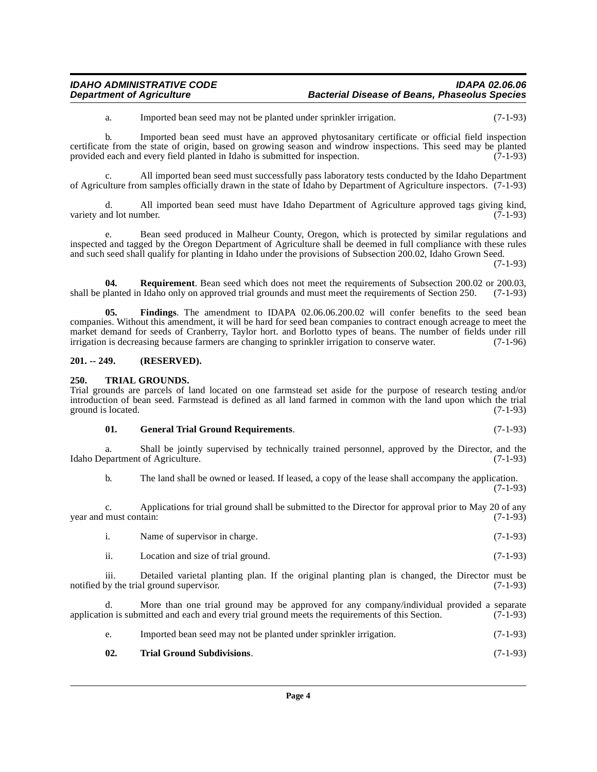a. Imported bean seed may not be planted under sprinkler irrigation. (7-1-93)

b. Imported bean seed must have an approved phytosanitary certificate or official field inspection certificate from the state of origin, based on growing season and windrow inspections. This seed may be planted provided each and every field planted in Idaho is submitted for inspection. (7-1-93)

c. All imported bean seed must successfully pass laboratory tests conducted by the Idaho Department of Agriculture from samples officially drawn in the state of Idaho by Department of Agriculture inspectors. (7-1-93)

d. All imported bean seed must have Idaho Department of Agriculture approved tags giving kind, variety and lot number. (7-1-93)

e. Bean seed produced in Malheur County, Oregon, which is protected by similar regulations and inspected and tagged by the Oregon Department of Agriculture shall be deemed in full compliance with these rules and such seed shall qualify for planting in Idaho under the provisions of Subsection 200.02, Idaho Grown Seed. (7-1-93)

**04. Requirement**. Bean seed which does not meet the requirements of Subsection 200.02 or 200.03, shall be planted in Idaho only on approved trial grounds and must meet the requirements of Section 250. (7-1-93)

**05. Findings**. The amendment to IDAPA 02.06.06.200.02 will confer benefits to the seed bean companies. Without this amendment, it will be hard for seed bean companies to contract enough acreage to meet the market demand for seeds of Cranberry, Taylor hort. and Borlotto types of beans. The number of fields under rill irrigation is decreasing because farmers are changing to sprinkler irrigation to conserve water. (7-1-96)

## 201. -- 249. (RESERVED).

## 250. TRIAL GROUNDS.

Trial grounds are parcels of land located on one farmstead set aside for the purpose of research testing and/or introduction of bean seed. Farmstead is defined as all land farmed in common with the land upon which the trial ground is located. (7-1-93)

**01. General Trial Ground Requirements**. (7-1-93)

a. Shall be jointly supervised by technically trained personnel, approved by the Director, and the Idaho Department of Agriculture. (7-1-93)

b. The land shall be owned or leased. If leased, a copy of the lease shall accompany the application. (7-1-93)

c. Applications for trial ground shall be submitted to the Director for approval prior to May 20 of any year and must contain: (7-1-93)

i. Name of supervisor in charge. (7-1-93)

ii. Location and size of trial ground. (7-1-93)

iii. Detailed varietal planting plan. If the original planting plan is changed, the Director must be notified by the trial ground supervisor. (7-1-93)

d. More than one trial ground may be approved for any company/individual provided a separate application is submitted and each and every trial ground meets the requirements of this Section. (7-1-93)

e. Imported bean seed may not be planted under sprinkler irrigation. (7-1-93)

**02. Trial Ground Subdivisions**. (7-1-93)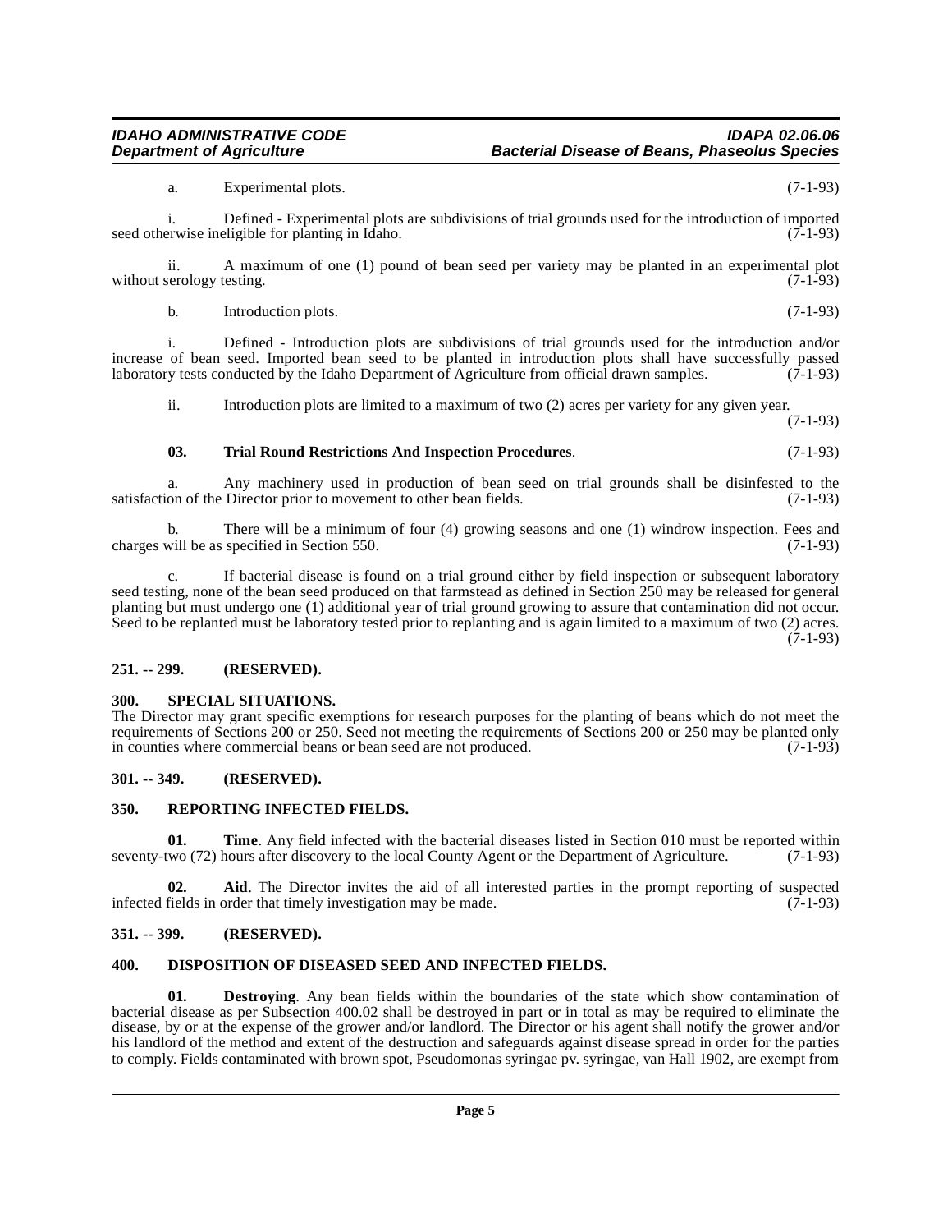a. Experimental plots. (7-1-93)

i. Defined - Experimental plots are subdivisions of trial grounds used for the introduction of imported seed otherwise ineligible for planting in Idaho. (7-1-93)

ii. A maximum of one (1) pound of bean seed per variety may be planted in an experimental plot without serology testing. (7-1-93)

b. Introduction plots. (7-1-93)

i. Defined - Introduction plots are subdivisions of trial grounds used for the introduction and/or increase of bean seed. Imported bean seed to be planted in introduction plots shall have successfully passed laboratory tests conducted by the Idaho Department of Agriculture from official drawn samples. (7-1-93)

ii. Introduction plots are limited to a maximum of two (2) acres per variety for any given year. (7-1-93)

**03. Trial Round Restrictions And Inspection Procedures**. (7-1-93)

a. Any machinery used in production of bean seed on trial grounds shall be disinfested to the satisfaction of the Director prior to movement to other bean fields. (7-1-93)

b. There will be a minimum of four (4) growing seasons and one (1) windrow inspection. Fees and charges will be as specified in Section 550. (7-1-93)

c. If bacterial disease is found on a trial ground either by field inspection or subsequent laboratory seed testing, none of the bean seed produced on that farmstead as defined in Section 250 may be released for general planting but must undergo one (1) additional year of trial ground growing to assure that contamination did not occur. Seed to be replanted must be laboratory tested prior to replanting and is again limited to a maximum of two (2) acres. (7-1-93)

## 251. -- 299. (RESERVED).

## 300. SPECIAL SITUATIONS.

The Director may grant specific exemptions for research purposes for the planting of beans which do not meet the requirements of Sections 200 or 250. Seed not meeting the requirements of Sections 200 or 250 may be planted only in counties where commercial beans or bean seed are not produced. (7-1-93)

## 301. -- 349. (RESERVED).

## 350. REPORTING INFECTED FIELDS.

**01. Time**. Any field infected with the bacterial diseases listed in Section 010 must be reported within seventy-two (72) hours after discovery to the local County Agent or the Department of Agriculture. (7-1-93)

**02. Aid**. The Director invites the aid of all interested parties in the prompt reporting of suspected infected fields in order that timely investigation may be made. (7-1-93)

## 351. -- 399. (RESERVED).

## 400. DISPOSITION OF DISEASED SEED AND INFECTED FIELDS.

**01. Destroying**. Any bean fields within the boundaries of the state which show contamination of bacterial disease as per Subsection 400.02 shall be destroyed in part or in total as may be required to eliminate the disease, by or at the expense of the grower and/or landlord. The Director or his agent shall notify the grower and/or his landlord of the method and extent of the destruction and safeguards against disease spread in order for the parties to comply. Fields contaminated with brown spot, Pseudomonas syringae pv. syringae, van Hall 1902, are exempt from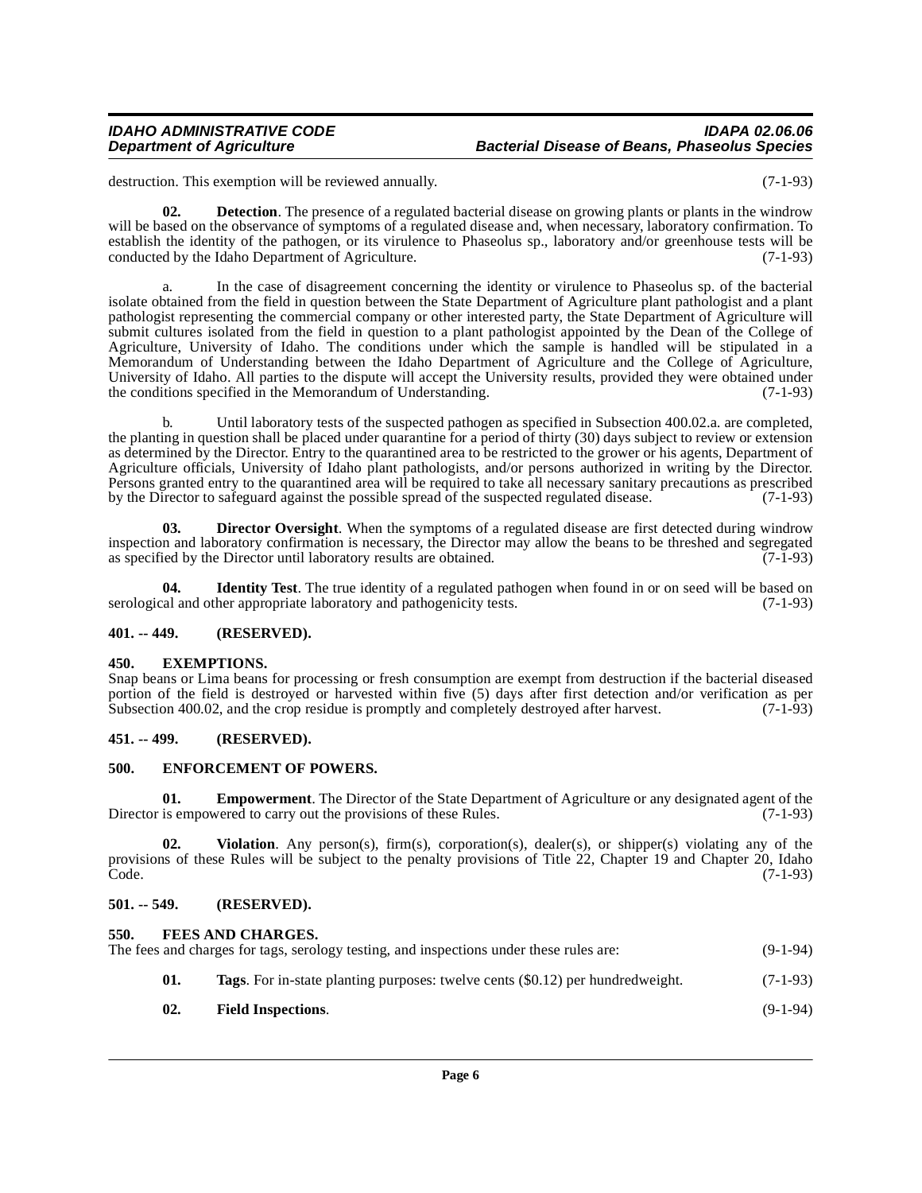destruction. This exemption will be reviewed annually. (7-1-93)

**02. Detection**. The presence of a regulated bacterial disease on growing plants or plants in the windrow will be based on the observance of symptoms of a regulated disease and, when necessary, laboratory confirmation. To establish the identity of the pathogen, or its virulence to Phaseolus sp., laboratory and/or greenhouse tests will be conducted by the Idaho Department of Agriculture. (7-1-93)

a. In the case of disagreement concerning the identity or virulence to Phaseolus sp. of the bacterial isolate obtained from the field in question between the State Department of Agriculture plant pathologist and a plant pathologist representing the commercial company or other interested party, the State Department of Agriculture will submit cultures isolated from the field in question to a plant pathologist appointed by the Dean of the College of Agriculture, University of Idaho. The conditions under which the sample is handled will be stipulated in a Memorandum of Understanding between the Idaho Department of Agriculture and the College of Agriculture, University of Idaho. All parties to the dispute will accept the University results, provided they were obtained under the conditions specified in the Memorandum of Understanding. (7-1-93)

b. Until laboratory tests of the suspected pathogen as specified in Subsection 400.02.a. are completed, the planting in question shall be placed under quarantine for a period of thirty (30) days subject to review or extension as determined by the Director. Entry to the quarantined area to be restricted to the grower or his agents, Department of Agriculture officials, University of Idaho plant pathologists, and/or persons authorized in writing by the Director. Persons granted entry to the quarantined area will be required to take all necessary sanitary precautions as prescribed by the Director to safeguard against the possible spread of the suspected regulated disease. (7-1-93)

**03. Director Oversight**. When the symptoms of a regulated disease are first detected during windrow inspection and laboratory confirmation is necessary, the Director may allow the beans to be threshed and segregated as specified by the Director until laboratory results are obtained. (7-1-93)

**04. Identity Test**. The true identity of a regulated pathogen when found in or on seed will be based on serological and other appropriate laboratory and pathogenicity tests. (7-1-93)

**401. -- 449. (RESERVED).**

**450. EXEMPTIONS.**

Snap beans or Lima beans for processing or fresh consumption are exempt from destruction if the bacterial diseased portion of the field is destroyed or harvested within five (5) days after first detection and/or verification as per Subsection 400.02, and the crop residue is promptly and completely destroyed after harvest. (7-1-93)

**451. -- 499. (RESERVED).**

**500. ENFORCEMENT OF POWERS.**

**01. Empowerment**. The Director of the State Department of Agriculture or any designated agent of the Director is empowered to carry out the provisions of these Rules. (7-1-93)

**02. Violation**. Any person(s), firm(s), corporation(s), dealer(s), or shipper(s) violating any of the provisions of these Rules will be subject to the penalty provisions of Title 22, Chapter 19 and Chapter 20, Idaho Code. (7-1-93)

**501. -- 549. (RESERVED).**

**550. FEES AND CHARGES.**

The fees and charges for tags, serology testing, and inspections under these rules are: (9-1-94)

**01. Tags**. For in-state planting purposes: twelve cents ($0.12) per hundredweight. (7-1-93)

**02. Field Inspections**. (9-1-94)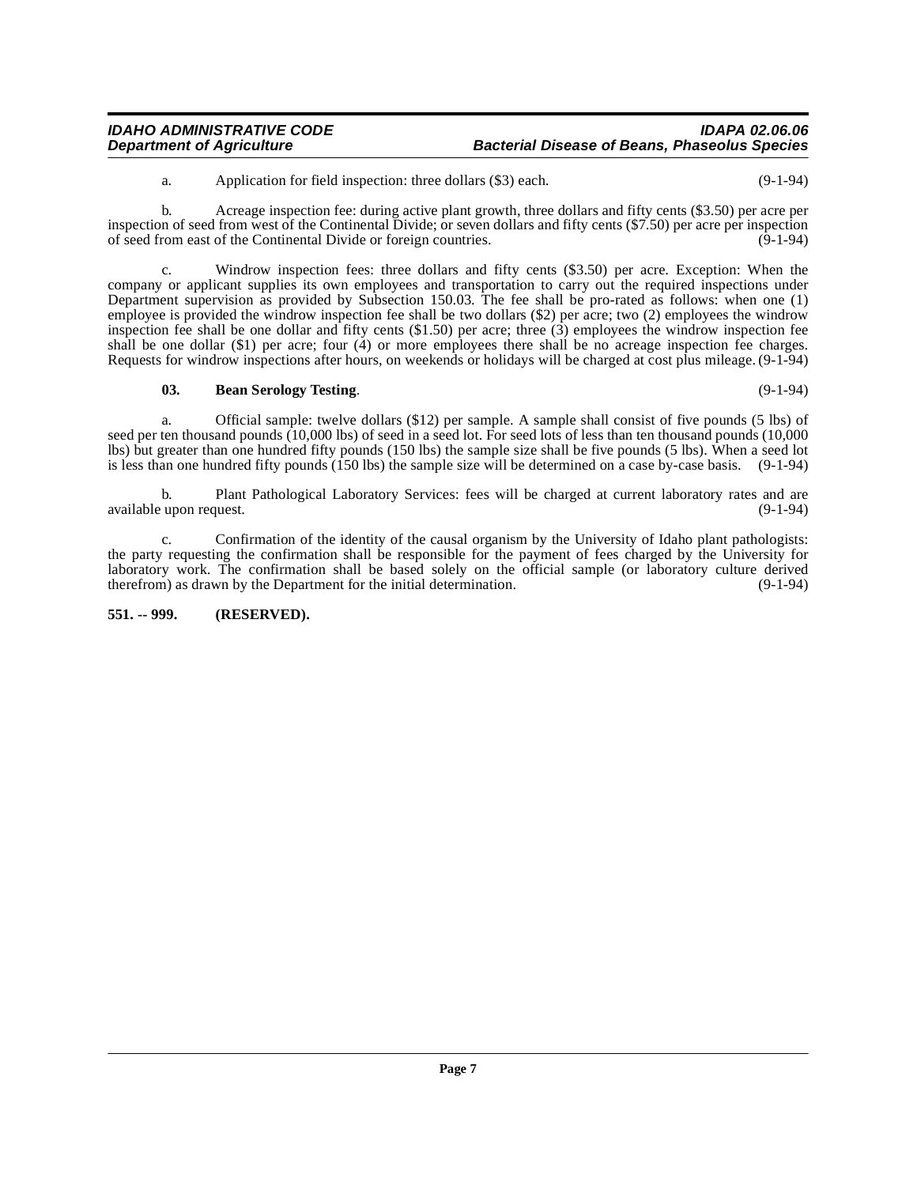a. Application for field inspection: three dollars ($3) each. (9-1-94)

b. Acreage inspection fee: during active plant growth, three dollars and fifty cents ($3.50) per acre per inspection of seed from west of the Continental Divide; or seven dollars and fifty cents ($7.50) per acre per inspection of seed from east of the Continental Divide or foreign countries. (9-1-94)

c. Windrow inspection fees: three dollars and fifty cents ($3.50) per acre. Exception: When the company or applicant supplies its own employees and transportation to carry out the required inspections under Department supervision as provided by Subsection 150.03. The fee shall be pro-rated as follows: when one (1) employee is provided the windrow inspection fee shall be two dollars ($2) per acre; two (2) employees the windrow inspection fee shall be one dollar and fifty cents ($1.50) per acre; three (3) employees the windrow inspection fee shall be one dollar ($1) per acre; four (4) or more employees there shall be no acreage inspection fee charges. Requests for windrow inspections after hours, on weekends or holidays will be charged at cost plus mileage. (9-1-94)

**03. Bean Serology Testing**. (9-1-94)

a. Official sample: twelve dollars ($12) per sample. A sample shall consist of five pounds (5 lbs) of seed per ten thousand pounds (10,000 lbs) of seed in a seed lot. For seed lots of less than ten thousand pounds (10,000 lbs) but greater than one hundred fifty pounds (150 lbs) the sample size shall be five pounds (5 lbs). When a seed lot is less than one hundred fifty pounds (150 lbs) the sample size will be determined on a case by-case basis. (9-1-94)

b. Plant Pathological Laboratory Services: fees will be charged at current laboratory rates and are available upon request. (9-1-94)

c. Confirmation of the identity of the causal organism by the University of Idaho plant pathologists: the party requesting the confirmation shall be responsible for the payment of fees charged by the University for laboratory work. The confirmation shall be based solely on the official sample (or laboratory culture derived therefrom) as drawn by the Department for the initial determination. (9-1-94)

**551. -- 999. (RESERVED).**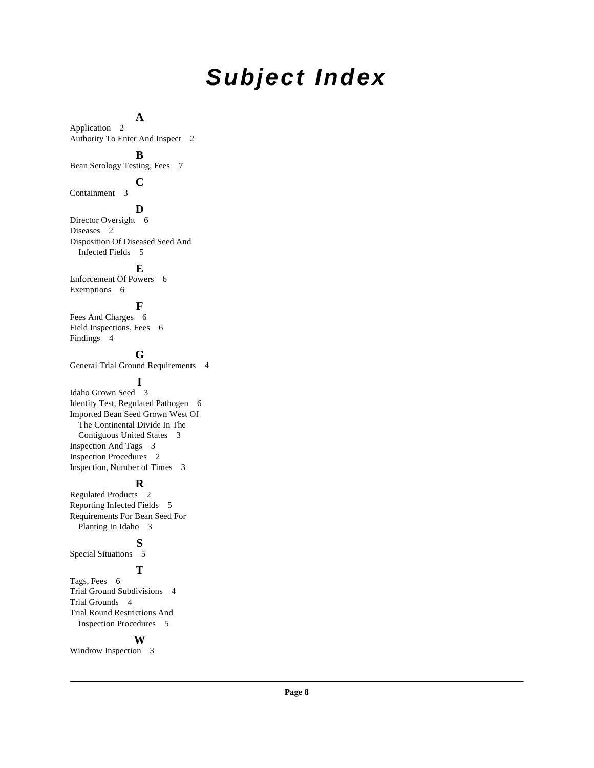# *Subject Index*

**A**

Application 2
Authority To Enter And Inspect 2

**B**

Bean Serology Testing, Fees 7

**C**

Containment 3

**D**

Director Oversight 6
Diseases 2
Disposition Of Diseased Seed And Infected Fields 5

**E**

Enforcement Of Powers 6
Exemptions 6

**F**

Fees And Charges 6
Field Inspections, Fees 6
Findings 4

**G**

General Trial Ground Requirements 4

**I**

Idaho Grown Seed 3
Identity Test, Regulated Pathogen 6
Imported Bean Seed Grown West Of The Continental Divide In The Contiguous United States 3
Inspection And Tags 3
Inspection Procedures 2
Inspection, Number of Times 3

**R**

Regulated Products 2
Reporting Infected Fields 5
Requirements For Bean Seed For Planting In Idaho 3

**S**

Special Situations 5

**T**

Tags, Fees 6
Trial Ground Subdivisions 4
Trial Grounds 4
Trial Round Restrictions And Inspection Procedures 5

**W**

Windrow Inspection 3